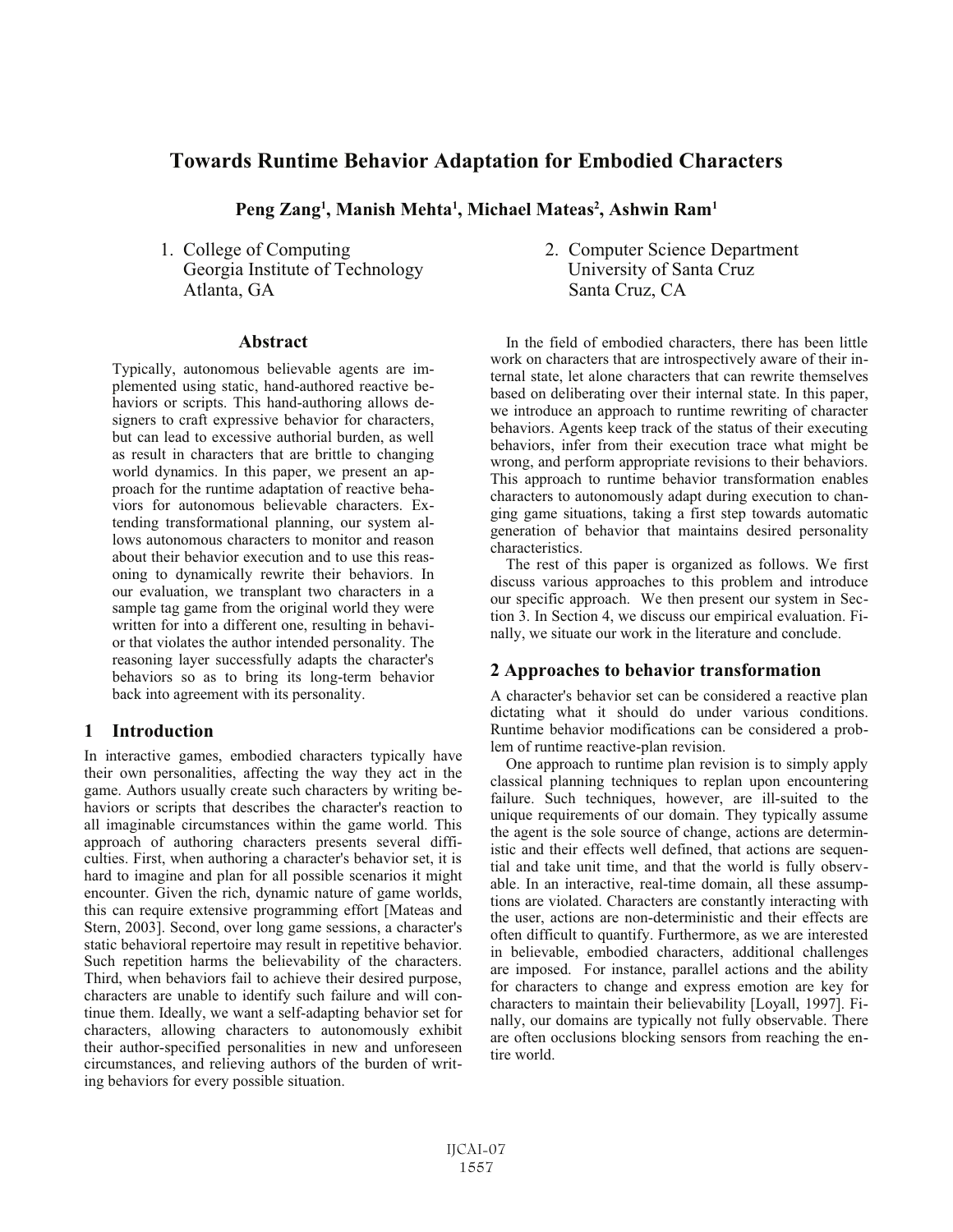# Towards Runtime Behavior Adaptation for Embodied Characters

**Peng Zang[1], Manish Mehta[1], Michael Mateas[2], Ashwin Ram[1]**

1. College of Computing
   Georgia Institute of Technology
   Atlanta, GA

2. Computer Science Department
   University of Santa Cruz
   Santa Cruz, CA

## Abstract

Typically, autonomous believable agents are implemented using static, hand-authored reactive behaviors or scripts. This hand-authoring allows designers to craft expressive behavior for characters, but can lead to excessive authorial burden, as well as result in characters that are brittle to changing world dynamics. In this paper, we present an approach for the runtime adaptation of reactive behaviors for autonomous believable characters. Extending transformational planning, our system allows autonomous characters to monitor and reason about their behavior execution and to use this reasoning to dynamically rewrite their behaviors. In our evaluation, we transplant two characters in a sample tag game from the original world they were written for into a different one, resulting in behavior that violates the author intended personality. The reasoning layer successfully adapts the character's behaviors so as to bring its long-term behavior back into agreement with its personality.

## 1 Introduction

In interactive games, embodied characters typically have their own personalities, affecting the way they act in the game. Authors usually create such characters by writing behaviors or scripts that describes the character's reaction to all imaginable circumstances within the game world. This approach of authoring characters presents several difficulties. First, when authoring a character's behavior set, it is hard to imagine and plan for all possible scenarios it might encounter. Given the rich, dynamic nature of game worlds, this can require extensive programming effort [Mateas and Stern, 2003]. Second, over long game sessions, a character's static behavioral repertoire may result in repetitive behavior. Such repetition harms the believability of the characters. Third, when behaviors fail to achieve their desired purpose, characters are unable to identify such failure and will continue them. Ideally, we want a self-adapting behavior set for characters, allowing characters to autonomously exhibit their author-specified personalities in new and unforeseen circumstances, and relieving authors of the burden of writing behaviors for every possible situation.

In the field of embodied characters, there has been little work on characters that are introspectively aware of their internal state, let alone characters that can rewrite themselves based on deliberating over their internal state. In this paper, we introduce an approach to runtime rewriting of character behaviors. Agents keep track of the status of their executing behaviors, infer from their execution trace what might be wrong, and perform appropriate revisions to their behaviors. This approach to runtime behavior transformation enables characters to autonomously adapt during execution to changing game situations, taking a first step towards automatic generation of behavior that maintains desired personality characteristics.

The rest of this paper is organized as follows. We first discuss various approaches to this problem and introduce our specific approach. We then present our system in Section 3. In Section 4, we discuss our empirical evaluation. Finally, we situate our work in the literature and conclude.

## 2 Approaches to behavior transformation

A character's behavior set can be considered a reactive plan dictating what it should do under various conditions. Runtime behavior modifications can be considered a problem of runtime reactive-plan revision.

One approach to runtime plan revision is to simply apply classical planning techniques to replan upon encountering failure. Such techniques, however, are ill-suited to the unique requirements of our domain. They typically assume the agent is the sole source of change, actions are deterministic and their effects well defined, that actions are sequential and take unit time, and that the world is fully observable. In an interactive, real-time domain, all these assumptions are violated. Characters are constantly interacting with the user, actions are non-deterministic and their effects are often difficult to quantify. Furthermore, as we are interested in believable, embodied characters, additional challenges are imposed. For instance, parallel actions and the ability for characters to change and express emotion are key for characters to maintain their believability [Loyall, 1997]. Finally, our domains are typically not fully observable. There are often occlusions blocking sensors from reaching the entire world.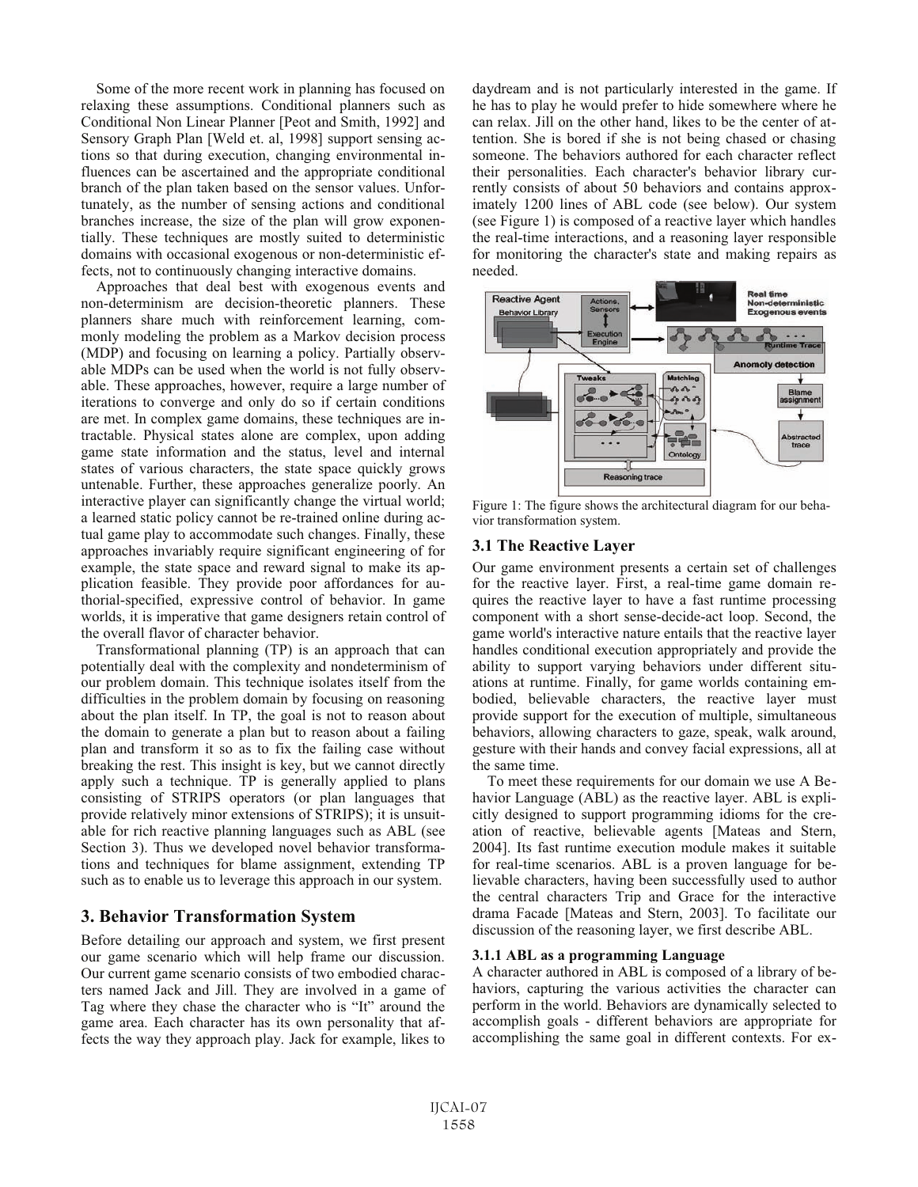Some of the more recent work in planning has focused on relaxing these assumptions. Conditional planners such as Conditional Non Linear Planner [Peot and Smith, 1992] and Sensory Graph Plan [Weld et. al, 1998] support sensing actions so that during execution, changing environmental influences can be ascertained and the appropriate conditional branch of the plan taken based on the sensor values. Unfortunately, as the number of sensing actions and conditional branches increase, the size of the plan will grow exponentially. These techniques are mostly suited to deterministic domains with occasional exogenous or non-deterministic effects, not to continuously changing interactive domains.

Approaches that deal best with exogenous events and non-determinism are decision-theoretic planners. These planners share much with reinforcement learning, commonly modeling the problem as a Markov decision process (MDP) and focusing on learning a policy. Partially observable MDPs can be used when the world is not fully observable. These approaches, however, require a large number of iterations to converge and only do so if certain conditions are met. In complex game domains, these techniques are intractable. Physical states alone are complex, upon adding game state information and the status, level and internal states of various characters, the state space quickly grows untenable. Further, these approaches generalize poorly. An interactive player can significantly change the virtual world; a learned static policy cannot be re-trained online during actual game play to accommodate such changes. Finally, these approaches invariably require significant engineering of for example, the state space and reward signal to make its application feasible. They provide poor affordances for authorial-specified, expressive control of behavior. In game worlds, it is imperative that game designers retain control of the overall flavor of character behavior.

Transformational planning (TP) is an approach that can potentially deal with the complexity and nondeterminism of our problem domain. This technique isolates itself from the difficulties in the problem domain by focusing on reasoning about the plan itself. In TP, the goal is not to reason about the domain to generate a plan but to reason about a failing plan and transform it so as to fix the failing case without breaking the rest. This insight is key, but we cannot directly apply such a technique. TP is generally applied to plans consisting of STRIPS operators (or plan languages that provide relatively minor extensions of STRIPS); it is unsuitable for rich reactive planning languages such as ABL (see Section 3). Thus we developed novel behavior transformations and techniques for blame assignment, extending TP such as to enable us to leverage this approach in our system.

## 3. Behavior Transformation System

Before detailing our approach and system, we first present our game scenario which will help frame our discussion. Our current game scenario consists of two embodied characters named Jack and Jill. They are involved in a game of Tag where they chase the character who is "It" around the game area. Each character has its own personality that affects the way they approach play. Jack for example, likes to daydream and is not particularly interested in the game. If he has to play he would prefer to hide somewhere where he can relax. Jill on the other hand, likes to be the center of attention. She is bored if she is not being chased or chasing someone. The behaviors authored for each character reflect their personalities. Each character's behavior library currently consists of about 50 behaviors and contains approximately 1200 lines of ABL code (see below). Our system (see Figure 1) is composed of a reactive layer which handles the real-time interactions, and a reasoning layer responsible for monitoring the character's state and making repairs as needed.

Figure 1: The figure shows the architectural diagram for our behavior transformation system.

### 3.1 The Reactive Layer

Our game environment presents a certain set of challenges for the reactive layer. First, a real-time game domain requires the reactive layer to have a fast runtime processing component with a short sense-decide-act loop. Second, the game world's interactive nature entails that the reactive layer handles conditional execution appropriately and provide the ability to support varying behaviors under different situations at runtime. Finally, for game worlds containing embodied, believable characters, the reactive layer must provide support for the execution of multiple, simultaneous behaviors, allowing characters to gaze, speak, walk around, gesture with their hands and convey facial expressions, all at the same time.

To meet these requirements for our domain we use A Behavior Language (ABL) as the reactive layer. ABL is explicitly designed to support programming idioms for the creation of reactive, believable agents [Mateas and Stern, 2004]. Its fast runtime execution module makes it suitable for real-time scenarios. ABL is a proven language for believable characters, having been successfully used to author the central characters Trip and Grace for the interactive drama Facade [Mateas and Stern, 2003]. To facilitate our discussion of the reasoning layer, we first describe ABL.

#### 3.1.1 ABL as a programming Language

A character authored in ABL is composed of a library of behaviors, capturing the various activities the character can perform in the world. Behaviors are dynamically selected to accomplish goals - different behaviors are appropriate for accomplishing the same goal in different contexts. For ex-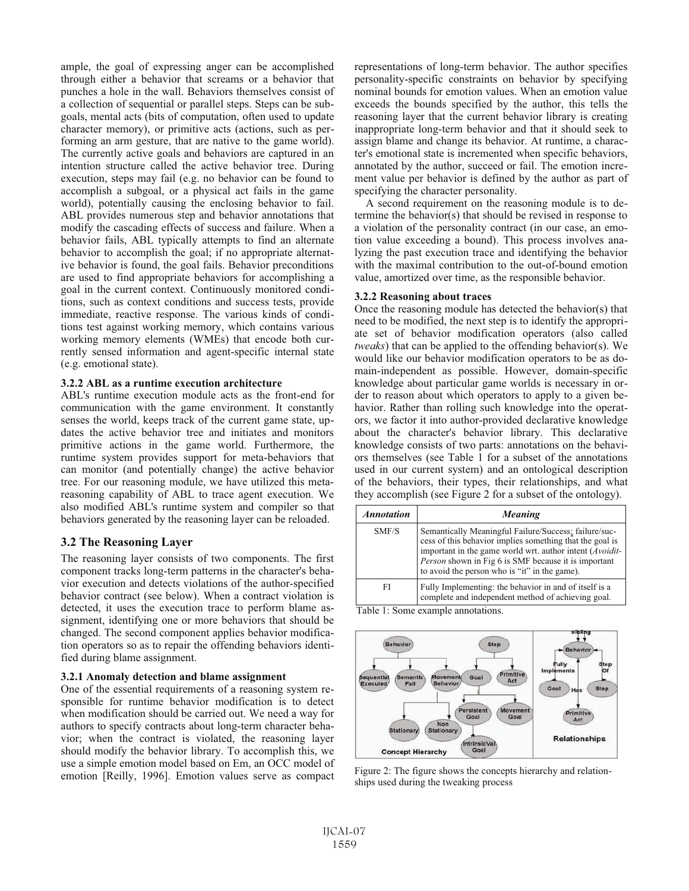ample, the goal of expressing anger can be accomplished through either a behavior that screams or a behavior that punches a hole in the wall. Behaviors themselves consist of a collection of sequential or parallel steps. Steps can be subgoals, mental acts (bits of computation, often used to update character memory), or primitive acts (actions, such as performing an arm gesture, that are native to the game world). The currently active goals and behaviors are captured in an intention structure called the active behavior tree. During execution, steps may fail (e.g. no behavior can be found to accomplish a subgoal, or a physical act fails in the game world), potentially causing the enclosing behavior to fail. ABL provides numerous step and behavior annotations that modify the cascading effects of success and failure. When a behavior fails, ABL typically attempts to find an alternate behavior to accomplish the goal; if no appropriate alternative behavior is found, the goal fails. Behavior preconditions are used to find appropriate behaviors for accomplishing a goal in the current context. Continuously monitored conditions, such as context conditions and success tests, provide immediate, reactive response. The various kinds of conditions test against working memory, which contains various working memory elements (WMEs) that encode both currently sensed information and agent-specific internal state (e.g. emotional state).

### 3.2.2 ABL as a runtime execution architecture

ABL's runtime execution module acts as the front-end for communication with the game environment. It constantly senses the world, keeps track of the current game state, updates the active behavior tree and initiates and monitors primitive actions in the game world. Furthermore, the runtime system provides support for meta-behaviors that can monitor (and potentially change) the active behavior tree. For our reasoning module, we have utilized this meta-reasoning capability of ABL to trace agent execution. We also modified ABL's runtime system and compiler so that behaviors generated by the reasoning layer can be reloaded.

## 3.2 The Reasoning Layer

The reasoning layer consists of two components. The first component tracks long-term patterns in the character's behavior execution and detects violations of the author-specified behavior contract (see below). When a contract violation is detected, it uses the execution trace to perform blame assignment, identifying one or more behaviors that should be changed. The second component applies behavior modification operators so as to repair the offending behaviors identified during blame assignment.

### 3.2.1 Anomaly detection and blame assignment

One of the essential requirements of a reasoning system responsible for runtime behavior modification is to detect when modification should be carried out. We need a way for authors to specify contracts about long-term character behavior; when the contract is violated, the reasoning layer should modify the behavior library. To accomplish this, we use a simple emotion model based on Em, an OCC model of emotion [Reilly, 1996]. Emotion values serve as compact representations of long-term behavior. The author specifies personality-specific constraints on behavior by specifying nominal bounds for emotion values. When an emotion value exceeds the bounds specified by the author, this tells the reasoning layer that the current behavior library is creating inappropriate long-term behavior and that it should seek to assign blame and change its behavior. At runtime, a character's emotional state is incremented when specific behaviors, annotated by the author, succeed or fail. The emotion increment value per behavior is defined by the author as part of specifying the character personality.

A second requirement on the reasoning module is to determine the behavior(s) that should be revised in response to a violation of the personality contract (in our case, an emotion value exceeding a bound). This process involves analyzing the past execution trace and identifying the behavior with the maximal contribution to the out-of-bound emotion value, amortized over time, as the responsible behavior.

### 3.2.2 Reasoning about traces

Once the reasoning module has detected the behavior(s) that need to be modified, the next step is to identify the appropriate set of behavior modification operators (also called *tweaks*) that can be applied to the offending behavior(s). We would like our behavior modification operators to be as domain-independent as possible. However, domain-specific knowledge about particular game worlds is necessary in order to reason about which operators to apply to a given behavior. Rather than rolling such knowledge into the operators, we factor it into author-provided declarative knowledge about the character's behavior library. This declarative knowledge consists of two parts: annotations on the behaviors themselves (see Table 1 for a subset of the annotations used in our current system) and an ontological description of the behaviors, their types, their relationships, and what they accomplish (see Figure 2 for a subset of the ontology).

| *Annotation* | *Meaning* |
|---|---|
| SMF/S | Semantically Meaningful Failure/Success: failure/success of this behavior implies something that the goal is important in the game world wrt. author intent (*Avoidit-Person* shown in Fig 6 is SMF because it is important to avoid the person who is "it" in the game). |
| FI | Fully Implementing: the behavior in and of itself is a complete and independent method of achieving goal. |

Table 1: Some example annotations.

Figure 2: The figure shows the concepts hierarchy and relationships used during the tweaking process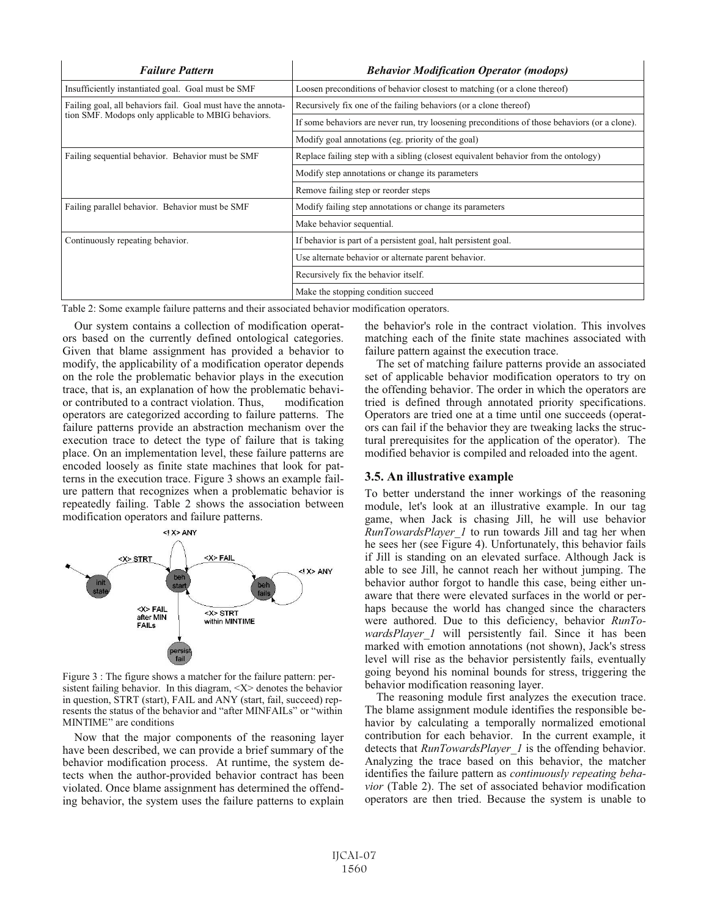| *Failure Pattern* | *Behavior Modification Operator (modops)* |
|---|---|
| Insufficiently instantiated goal. Goal must be SMF | Loosen preconditions of behavior closest to matching (or a clone thereof) |
| Failing goal, all behaviors fail. Goal must have the annotation SMF. Modops only applicable to MBIG behaviors. | Recursively fix one of the failing behaviors (or a clone thereof) |
| | If some behaviors are never run, try loosening preconditions of those behaviors (or a clone). |
| | Modify goal annotations (eg. priority of the goal) |
| Failing sequential behavior. Behavior must be SMF | Replace failing step with a sibling (closest equivalent behavior from the ontology) |
| | Modify step annotations or change its parameters |
| | Remove failing step or reorder steps |
| Failing parallel behavior. Behavior must be SMF | Modify failing step annotations or change its parameters |
| | Make behavior sequential. |
| Continuously repeating behavior. | If behavior is part of a persistent goal, halt persistent goal. |
| | Use alternate behavior or alternate parent behavior. |
| | Recursively fix the behavior itself. |
| | Make the stopping condition succeed |

Table 2: Some example failure patterns and their associated behavior modification operators.

Our system contains a collection of modification operators based on the currently defined ontological categories. Given that blame assignment has provided a behavior to modify, the applicability of a modification operator depends on the role the problematic behavior plays in the execution trace, that is, an explanation of how the problematic behavior contributed to a contract violation. Thus, modification operators are categorized according to failure patterns. The failure patterns provide an abstraction mechanism over the execution trace to detect the type of failure that is taking place. On an implementation level, these failure patterns are encoded loosely as finite state machines that look for patterns in the execution trace. Figure 3 shows an example failure pattern that recognizes when a problematic behavior is repeatedly failing. Table 2 shows the association between modification operators and failure patterns.

Figure 3 : The figure shows a matcher for the failure pattern: persistent failing behavior. In this diagram, <X> denotes the behavior in question, STRT (start), FAIL and ANY (start, fail, succeed) represents the status of the behavior and "after MINFAILs" or "within MINTIME" are conditions

Now that the major components of the reasoning layer have been described, we can provide a brief summary of the behavior modification process. At runtime, the system detects when the author-provided behavior contract has been violated. Once blame assignment has determined the offending behavior, the system uses the failure patterns to explain the behavior's role in the contract violation. This involves matching each of the finite state machines associated with failure pattern against the execution trace.

The set of matching failure patterns provide an associated set of applicable behavior modification operators to try on the offending behavior. The order in which the operators are tried is defined through annotated priority specifications. Operators are tried one at a time until one succeeds (operators can fail if the behavior they are tweaking lacks the structural prerequisites for the application of the operator). The modified behavior is compiled and reloaded into the agent.

### 3.5. An illustrative example

To better understand the inner workings of the reasoning module, let's look at an illustrative example. In our tag game, when Jack is chasing Jill, he will use behavior *RunTowardsPlayer_1* to run towards Jill and tag her when he sees her (see Figure 4). Unfortunately, this behavior fails if Jill is standing on an elevated surface. Although Jack is able to see Jill, he cannot reach her without jumping. The behavior author forgot to handle this case, being either unaware that there were elevated surfaces in the world or perhaps because the world has changed since the characters were authored. Due to this deficiency, behavior *RunTowardsPlayer_1* will persistently fail. Since it has been marked with emotion annotations (not shown), Jack's stress level will rise as the behavior persistently fails, eventually going beyond his nominal bounds for stress, triggering the behavior modification reasoning layer.

The reasoning module first analyzes the execution trace. The blame assignment module identifies the responsible behavior by calculating a temporally normalized emotional contribution for each behavior. In the current example, it detects that *RunTowardsPlayer_1* is the offending behavior. Analyzing the trace based on this behavior, the matcher identifies the failure pattern as *continuously repeating behavior* (Table 2). The set of associated behavior modification operators are then tried. Because the system is unable to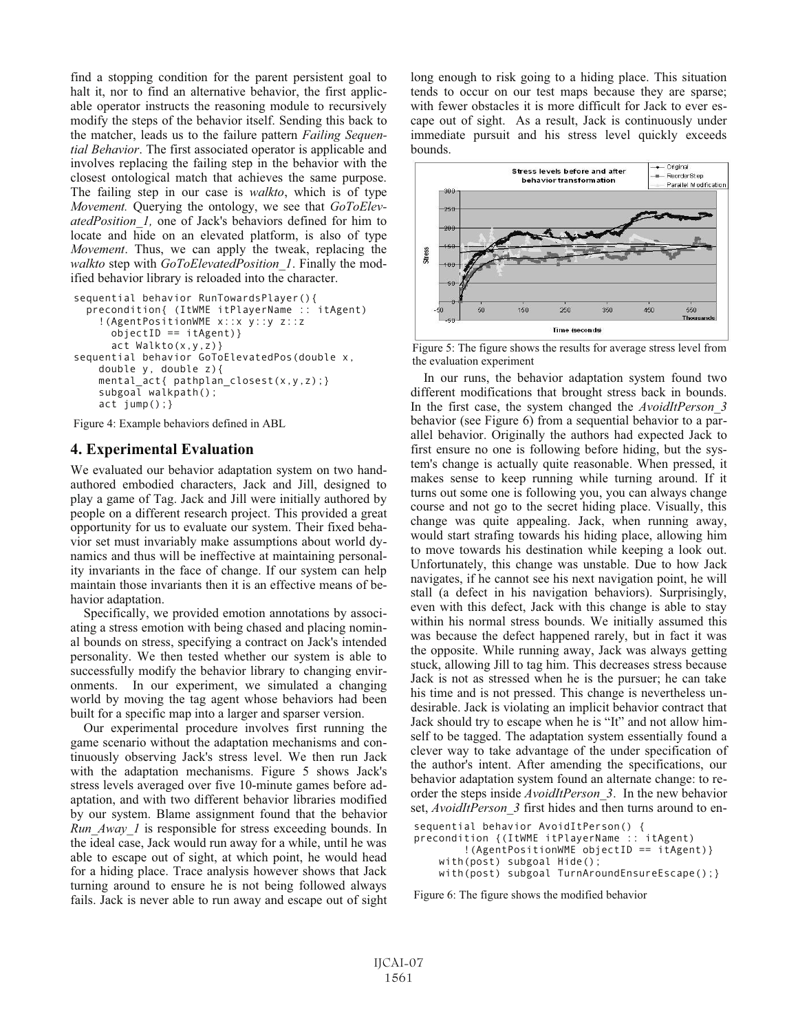find a stopping condition for the parent persistent goal to halt it, nor to find an alternative behavior, the first applicable operator instructs the reasoning module to recursively modify the steps of the behavior itself. Sending this back to the matcher, leads us to the failure pattern *Failing Sequential Behavior*. The first associated operator is applicable and involves replacing the failing step in the behavior with the closest ontological match that achieves the same purpose. The failing step in our case is *walkto*, which is of type *Movement.* Querying the ontology, we see that *GoToElevatedPosition_1,* one of Jack's behaviors defined for him to locate and hide on an elevated platform, is also of type *Movement*. Thus, we can apply the tweak, replacing the *walkto* step with *GoToElevatedPosition_1*. Finally the modified behavior library is reloaded into the character.

```
sequential behavior RunTowardsPlayer(){
  precondition{ (ItWME itPlayerName :: itAgent)
    !(AgentPositionWME x::x y::y z::z
      objectID == itAgent)}
      act Walkto(x,y,z)}
sequential behavior GoToElevatedPos(double x,
    double y, double z){
    mental_act{ pathplan_closest(x,y,z);}
    subgoal walkpath();
    act jump();}
```

Figure 4: Example behaviors defined in ABL

## 4. Experimental Evaluation

We evaluated our behavior adaptation system on two hand-authored embodied characters, Jack and Jill, designed to play a game of Tag. Jack and Jill were initially authored by people on a different research project. This provided a great opportunity for us to evaluate our system. Their fixed behavior set must invariably make assumptions about world dynamics and thus will be ineffective at maintaining personality invariants in the face of change. If our system can help maintain those invariants then it is an effective means of behavior adaptation.

Specifically, we provided emotion annotations by associating a stress emotion with being chased and placing nominal bounds on stress, specifying a contract on Jack's intended personality. We then tested whether our system is able to successfully modify the behavior library to changing environments. In our experiment, we simulated a changing world by moving the tag agent whose behaviors had been built for a specific map into a larger and sparser version.

Our experimental procedure involves first running the game scenario without the adaptation mechanisms and continuously observing Jack's stress level. We then run Jack with the adaptation mechanisms. Figure 5 shows Jack's stress levels averaged over five 10-minute games before adaptation, and with two different behavior libraries modified by our system. Blame assignment found that the behavior *Run_Away_1* is responsible for stress exceeding bounds. In the ideal case, Jack would run away for a while, until he was able to escape out of sight, at which point, he would head for a hiding place. Trace analysis however shows that Jack turning around to ensure he is not being followed always fails. Jack is never able to run away and escape out of sight long enough to risk going to a hiding place. This situation tends to occur on our test maps because they are sparse; with fewer obstacles it is more difficult for Jack to ever escape out of sight. As a result, Jack is continuously under immediate pursuit and his stress level quickly exceeds bounds.

Figure 5: The figure shows the results for average stress level from the evaluation experiment

In our runs, the behavior adaptation system found two different modifications that brought stress back in bounds. In the first case, the system changed the *AvoidItPerson_3* behavior (see Figure 6) from a sequential behavior to a parallel behavior. Originally the authors had expected Jack to first ensure no one is following before hiding, but the system's change is actually quite reasonable. When pressed, it makes sense to keep running while turning around. If it turns out some one is following you, you can always change course and not go to the secret hiding place. Visually, this change was quite appealing. Jack, when running away, would start strafing towards his hiding place, allowing him to move towards his destination while keeping a look out. Unfortunately, this change was unstable. Due to how Jack navigates, if he cannot see his next navigation point, he will stall (a defect in his navigation behaviors). Surprisingly, even with this defect, Jack with this change is able to stay within his normal stress bounds. We initially assumed this was because the defect happened rarely, but in fact it was the opposite. While running away, Jack was always getting stuck, allowing Jill to tag him. This decreases stress because Jack is not as stressed when he is the pursuer; he can take his time and is not pressed. This change is nevertheless undesirable. Jack is violating an implicit behavior contract that Jack should try to escape when he is "It" and not allow himself to be tagged. The adaptation system essentially found a clever way to take advantage of the under specification of the author's intent. After amending the specifications, our behavior adaptation system found an alternate change: to reorder the steps inside *AvoidItPerson_3*. In the new behavior set, *AvoidItPerson_3* first hides and then turns around to en-

```
sequential behavior AvoidItPerson() {
precondition {(ItWME itPlayerName :: itAgent)
        !(AgentPositionWME objectID == itAgent)}
    with(post) subgoal Hide();
    with(post) subgoal TurnAroundEnsureEscape();}
```

Figure 6: The figure shows the modified behavior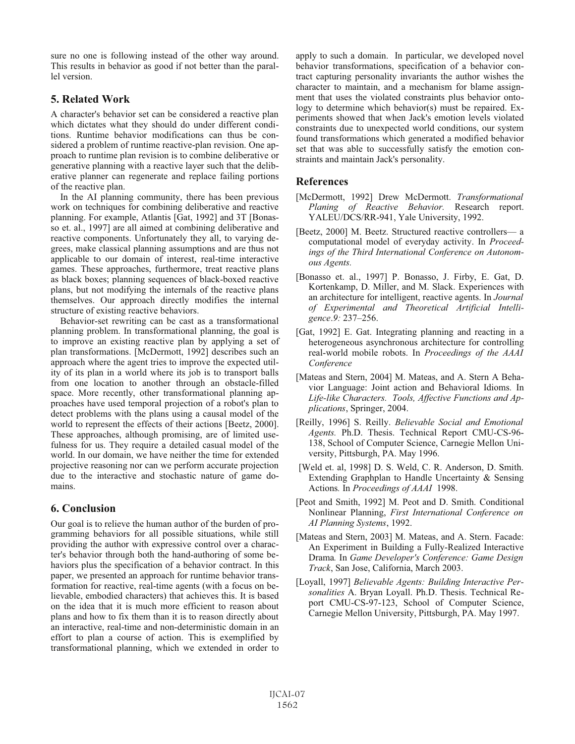sure no one is following instead of the other way around. This results in behavior as good if not better than the parallel version.

## 5. Related Work

A character's behavior set can be considered a reactive plan which dictates what they should do under different conditions. Runtime behavior modifications can thus be considered a problem of runtime reactive-plan revision. One approach to runtime plan revision is to combine deliberative or generative planning with a reactive layer such that the deliberative planner can regenerate and replace failing portions of the reactive plan.

In the AI planning community, there has been previous work on techniques for combining deliberative and reactive planning. For example, Atlantis [Gat, 1992] and 3T [Bonasso et. al., 1997] are all aimed at combining deliberative and reactive components. Unfortunately they all, to varying degrees, make classical planning assumptions and are thus not applicable to our domain of interest, real-time interactive games. These approaches, furthermore, treat reactive plans as black boxes; planning sequences of black-boxed reactive plans, but not modifying the internals of the reactive plans themselves. Our approach directly modifies the internal structure of existing reactive behaviors.

Behavior-set rewriting can be cast as a transformational planning problem. In transformational planning, the goal is to improve an existing reactive plan by applying a set of plan transformations. [McDermott, 1992] describes such an approach where the agent tries to improve the expected utility of its plan in a world where its job is to transport balls from one location to another through an obstacle-filled space. More recently, other transformational planning approaches have used temporal projection of a robot's plan to detect problems with the plans using a causal model of the world to represent the effects of their actions [Beetz, 2000]. These approaches, although promising, are of limited usefulness for us. They require a detailed casual model of the world. In our domain, we have neither the time for extended projective reasoning nor can we perform accurate projection due to the interactive and stochastic nature of game domains.

## 6. Conclusion

Our goal is to relieve the human author of the burden of programming behaviors for all possible situations, while still providing the author with expressive control over a character's behavior through both the hand-authoring of some behaviors plus the specification of a behavior contract. In this paper, we presented an approach for runtime behavior transformation for reactive, real-time agents (with a focus on believable, embodied characters) that achieves this. It is based on the idea that it is much more efficient to reason about plans and how to fix them than it is to reason directly about an interactive, real-time and non-deterministic domain in an effort to plan a course of action. This is exemplified by transformational planning, which we extended in order to apply to such a domain. In particular, we developed novel behavior transformations, specification of a behavior contract capturing personality invariants the author wishes the character to maintain, and a mechanism for blame assignment that uses the violated constraints plus behavior ontology to determine which behavior(s) must be repaired. Experiments showed that when Jack's emotion levels violated constraints due to unexpected world conditions, our system found transformations which generated a modified behavior set that was able to successfully satisfy the emotion constraints and maintain Jack's personality.

## References

[McDermott, 1992] Drew McDermott. *Transformational Planing of Reactive Behavior.* Research report. YALEU/DCS/RR-941, Yale University, 1992.

[Beetz, 2000] M. Beetz. Structured reactive controllers— a computational model of everyday activity. In *Proceedings of the Third International Conference on Autonomous Agents.*

[Bonasso et. al., 1997] P. Bonasso, J. Firby, E. Gat, D. Kortenkamp, D. Miller, and M. Slack. Experiences with an architecture for intelligent, reactive agents. In *Journal of Experimental and Theoretical Artificial Intelligence.9:* 237–256.

[Gat, 1992] E. Gat. Integrating planning and reacting in a heterogeneous asynchronous architecture for controlling real-world mobile robots. In *Proceedings of the AAAI Conference*

[Mateas and Stern, 2004] M. Mateas, and A. Stern A Behavior Language: Joint action and Behavioral Idioms*.* In *Life-like Characters. Tools, Affective Functions and Applications*, Springer, 2004.

[Reilly, 1996] S. Reilly. *Believable Social and Emotional Agents.* Ph.D. Thesis. Technical Report CMU-CS-96-138, School of Computer Science, Carnegie Mellon University, Pittsburgh, PA. May 1996.

[Weld et. al, 1998] D. S. Weld, C. R. Anderson, D. Smith. Extending Graphplan to Handle Uncertainty & Sensing Actions*.* In *Proceedings of AAAI* 1998.

[Peot and Smith, 1992] M. Peot and D. Smith. Conditional Nonlinear Planning, *First International Conference on AI Planning Systems*, 1992.

[Mateas and Stern, 2003] M. Mateas, and A. Stern. Facade: An Experiment in Building a Fully-Realized Interactive Drama*.* In *Game Developer's Conference: Game Design Track*, San Jose, California, March 2003.

[Loyall, 1997] *Believable Agents: Building Interactive Personalities* A. Bryan Loyall. Ph.D. Thesis. Technical Report CMU-CS-97-123, School of Computer Science, Carnegie Mellon University, Pittsburgh, PA. May 1997.